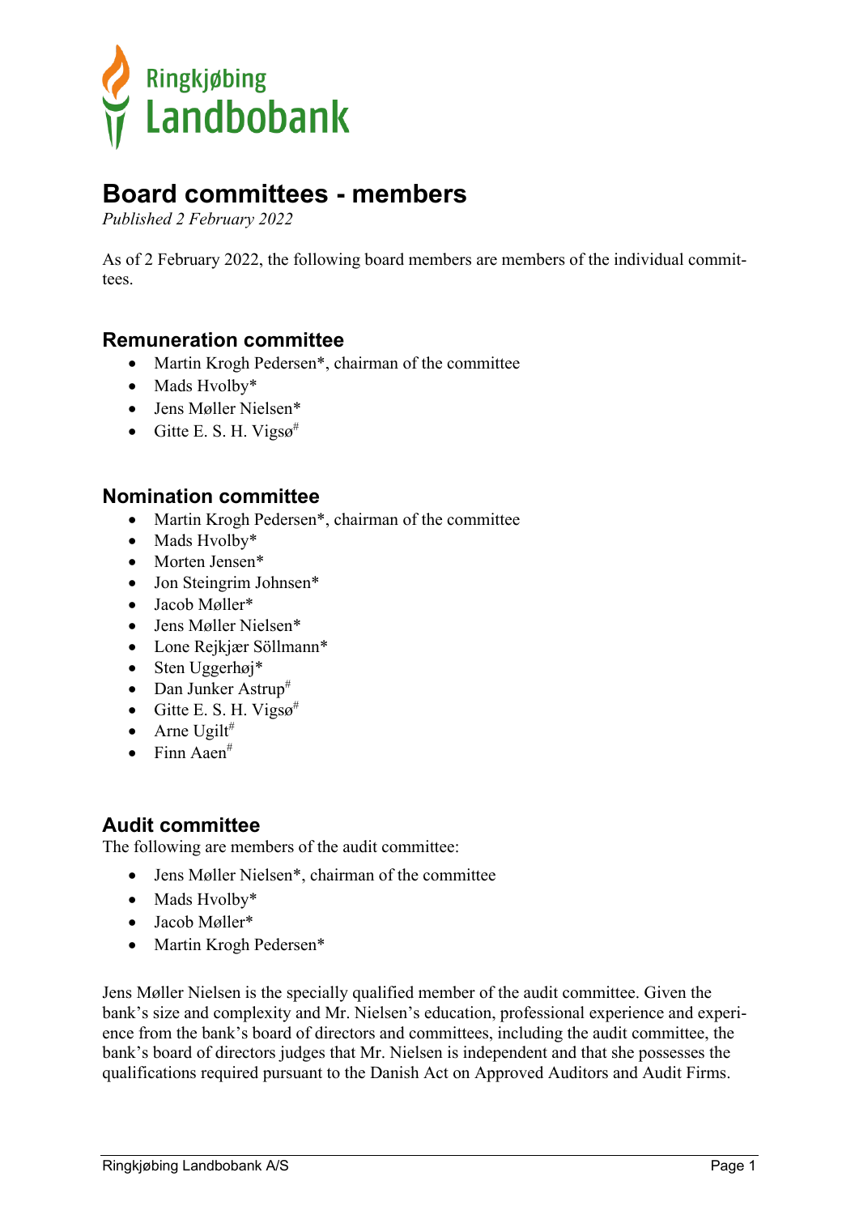# Board committees - members

*Published 2 February 2022*

As of 2 February 2022, the following board members are members of the individual committees.

## Remuneration committee

- Martin Krogh Pedersen*, chairman of the committee
- Mads Hvolby*
- Jens Møller Nielsen*
- Gitte E. S. H. Vigsø#

## Nomination committee

- Martin Krogh Pedersen*, chairman of the committee
- Mads Hvolby*
- Morten Jensen*
- Jon Steingrim Johnsen*
- Jacob Møller*
- Jens Møller Nielsen*
- Lone Rejkjær Söllmann*
- Sten Uggerhøj*
- Dan Junker Astrup#
- Gitte E. S. H. Vigsø#
- Arne Ugilt#
- Finn Aaen#

## Audit committee

The following are members of the audit committee:

- Jens Møller Nielsen*, chairman of the committee
- Mads Hvolby*
- Jacob Møller*
- Martin Krogh Pedersen*

Jens Møller Nielsen is the specially qualified member of the audit committee. Given the bank's size and complexity and Mr. Nielsen's education, professional experience and experience from the bank's board of directors and committees, including the audit committee, the bank's board of directors judges that Mr. Nielsen is independent and that she possesses the qualifications required pursuant to the Danish Act on Approved Auditors and Audit Firms.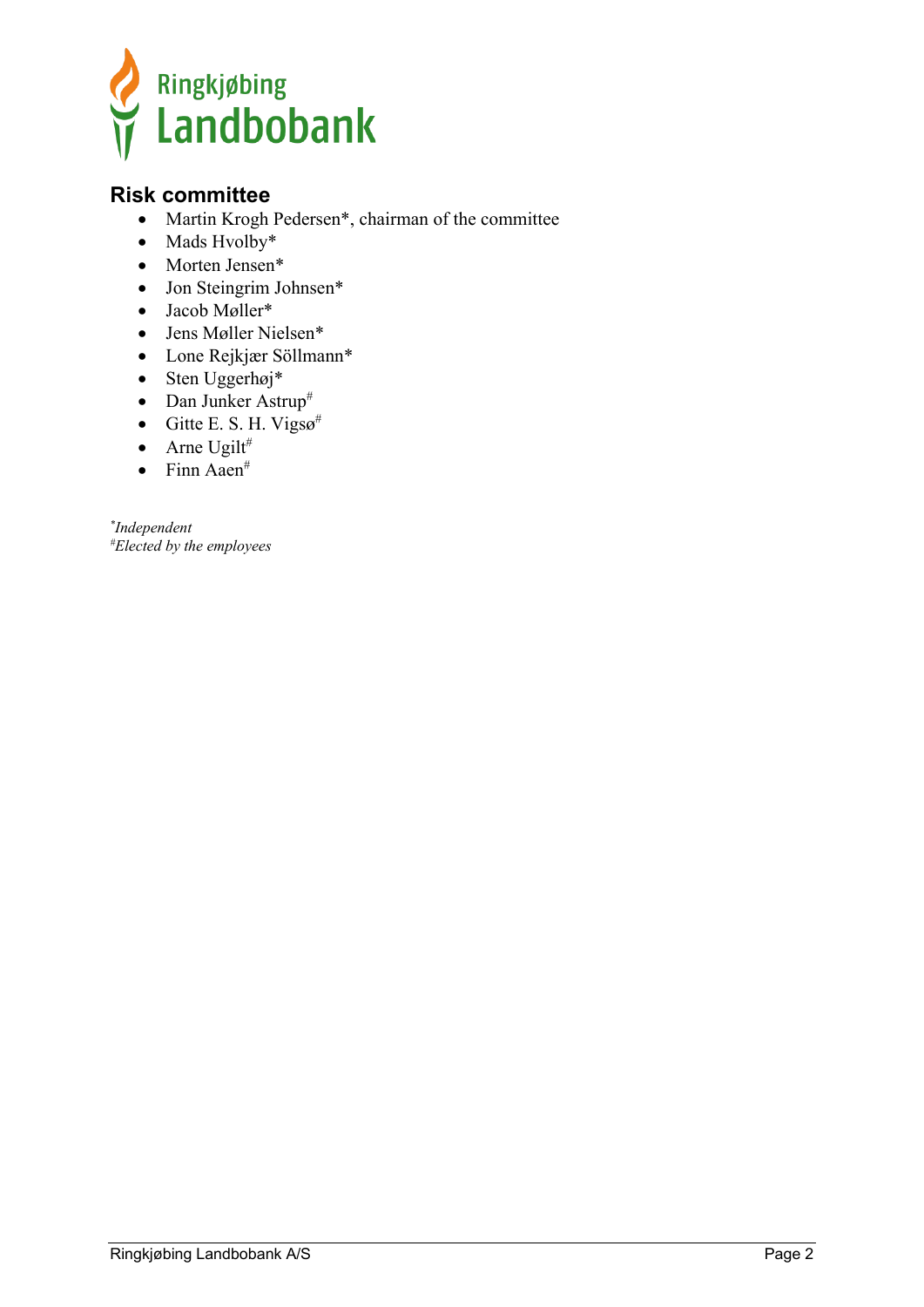## Risk committee

- Martin Krogh Pedersen*, chairman of the committee
- Mads Hvolby*
- Morten Jensen*
- Jon Steingrim Johnsen*
- Jacob Møller*
- Jens Møller Nielsen*
- Lone Rejkjær Söllmann*
- Sten Uggerhøj*
- Dan Junker Astrup#
- Gitte E. S. H. Vigsø#
- Arne Ugilt#
- Finn Aaen#

**Independent*

*#Elected by the employees*